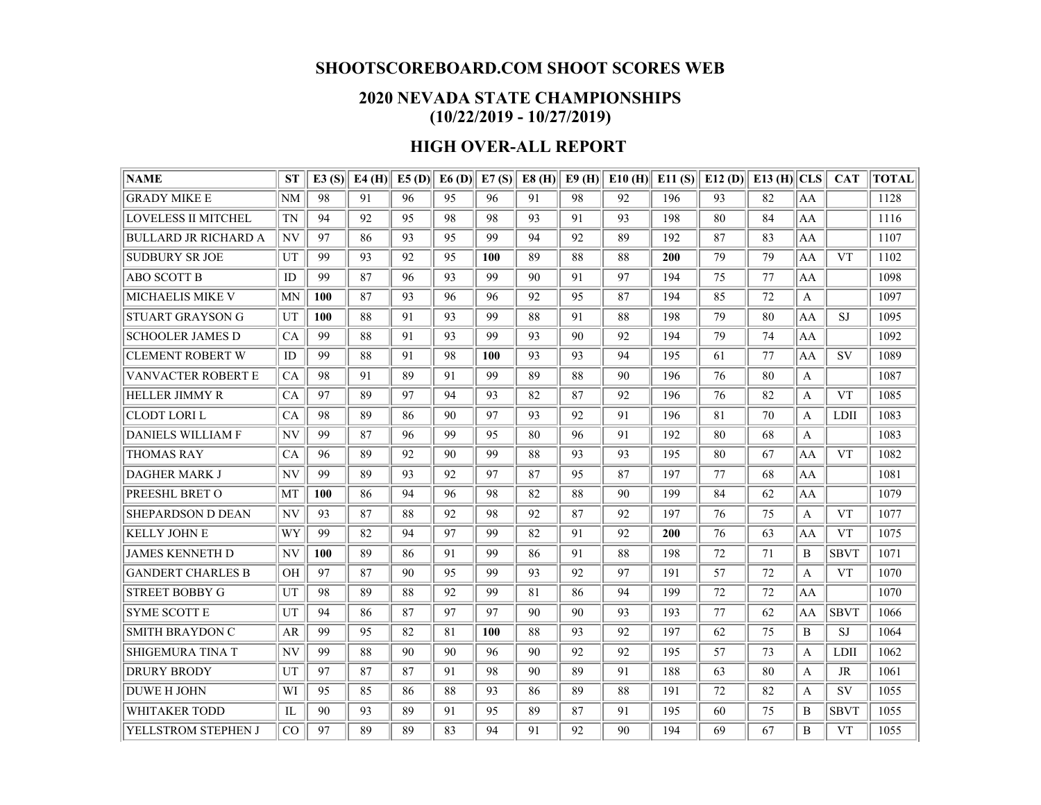# SHOOTSCOREBOARD.COM SHOOT SCORES WEB

## 2020 NEVADA STATE CHAMPIONSHIPS
## (10/22/2019 - 10/27/2019)

## HIGH OVER-ALL REPORT

| NAME | ST | E3 (S) | E4 (H) | E5 (D) | E6 (D) | E7 (S) | E8 (H) | E9 (H) | E10 (H) | E11 (S) | E12 (D) | E13 (H) | CLS | CAT | TOTAL |
|---|---|---|---|---|---|---|---|---|---|---|---|---|---|---|---|
| GRADY MIKE E | NM | 98 | 91 | 96 | 95 | 96 | 91 | 98 | 92 | 196 | 93 | 82 | AA | | 1128 |
| LOVELESS II MITCHEL | TN | 94 | 92 | 95 | 98 | 98 | 93 | 91 | 93 | 198 | 80 | 84 | AA | | 1116 |
| BULLARD JR RICHARD A | NV | 97 | 86 | 93 | 95 | 99 | 94 | 92 | 89 | 192 | 87 | 83 | AA | | 1107 |
| SUDBURY SR JOE | UT | 99 | 93 | 92 | 95 | **100** | 89 | 88 | 88 | **200** | 79 | 79 | AA | VT | 1102 |
| ABO SCOTT B | ID | 99 | 87 | 96 | 93 | 99 | 90 | 91 | 97 | 194 | 75 | 77 | AA | | 1098 |
| MICHAELIS MIKE V | MN | **100** | 87 | 93 | 96 | 96 | 92 | 95 | 87 | 194 | 85 | 72 | A | | 1097 |
| STUART GRAYSON G | UT | **100** | 88 | 91 | 93 | 99 | 88 | 91 | 88 | 198 | 79 | 80 | AA | SJ | 1095 |
| SCHOOLER JAMES D | CA | 99 | 88 | 91 | 93 | 99 | 93 | 90 | 92 | 194 | 79 | 74 | AA | | 1092 |
| CLEMENT ROBERT W | ID | 99 | 88 | 91 | 98 | **100** | 93 | 93 | 94 | 195 | 61 | 77 | AA | SV | 1089 |
| VANVACTER ROBERT E | CA | 98 | 91 | 89 | 91 | 99 | 89 | 88 | 90 | 196 | 76 | 80 | A | | 1087 |
| HELLER JIMMY R | CA | 97 | 89 | 97 | 94 | 93 | 82 | 87 | 92 | 196 | 76 | 82 | A | VT | 1085 |
| CLODT LORI L | CA | 98 | 89 | 86 | 90 | 97 | 93 | 92 | 91 | 196 | 81 | 70 | A | LDII | 1083 |
| DANIELS WILLIAM F | NV | 99 | 87 | 96 | 99 | 95 | 80 | 96 | 91 | 192 | 80 | 68 | A | | 1083 |
| THOMAS RAY | CA | 96 | 89 | 92 | 90 | 99 | 88 | 93 | 93 | 195 | 80 | 67 | AA | VT | 1082 |
| DAGHER MARK J | NV | 99 | 89 | 93 | 92 | 97 | 87 | 95 | 87 | 197 | 77 | 68 | AA | | 1081 |
| PREESHL BRET O | MT | **100** | 86 | 94 | 96 | 98 | 82 | 88 | 90 | 199 | 84 | 62 | AA | | 1079 |
| SHEPARDSON D DEAN | NV | 93 | 87 | 88 | 92 | 98 | 92 | 87 | 92 | 197 | 76 | 75 | A | VT | 1077 |
| KELLY JOHN E | WY | 99 | 82 | 94 | 97 | 99 | 82 | 91 | 92 | **200** | 76 | 63 | AA | VT | 1075 |
| JAMES KENNETH D | NV | **100** | 89 | 86 | 91 | 99 | 86 | 91 | 88 | 198 | 72 | 71 | B | SBVT | 1071 |
| GANDERT CHARLES B | OH | 97 | 87 | 90 | 95 | 99 | 93 | 92 | 97 | 191 | 57 | 72 | A | VT | 1070 |
| STREET BOBBY G | UT | 98 | 89 | 88 | 92 | 99 | 81 | 86 | 94 | 199 | 72 | 72 | AA | | 1070 |
| SYME SCOTT E | UT | 94 | 86 | 87 | 97 | 97 | 90 | 90 | 93 | 193 | 77 | 62 | AA | SBVT | 1066 |
| SMITH BRAYDON C | AR | 99 | 95 | 82 | 81 | **100** | 88 | 93 | 92 | 197 | 62 | 75 | B | SJ | 1064 |
| SHIGEMURA TINA T | NV | 99 | 88 | 90 | 90 | 96 | 90 | 92 | 92 | 195 | 57 | 73 | A | LDII | 1062 |
| DRURY BRODY | UT | 97 | 87 | 87 | 91 | 98 | 90 | 89 | 91 | 188 | 63 | 80 | A | JR | 1061 |
| DUWE H JOHN | WI | 95 | 85 | 86 | 88 | 93 | 86 | 89 | 88 | 191 | 72 | 82 | A | SV | 1055 |
| WHITAKER TODD | IL | 90 | 93 | 89 | 91 | 95 | 89 | 87 | 91 | 195 | 60 | 75 | B | SBVT | 1055 |
| YELLSTROM STEPHEN J | CO | 97 | 89 | 89 | 83 | 94 | 91 | 92 | 90 | 194 | 69 | 67 | B | VT | 1055 |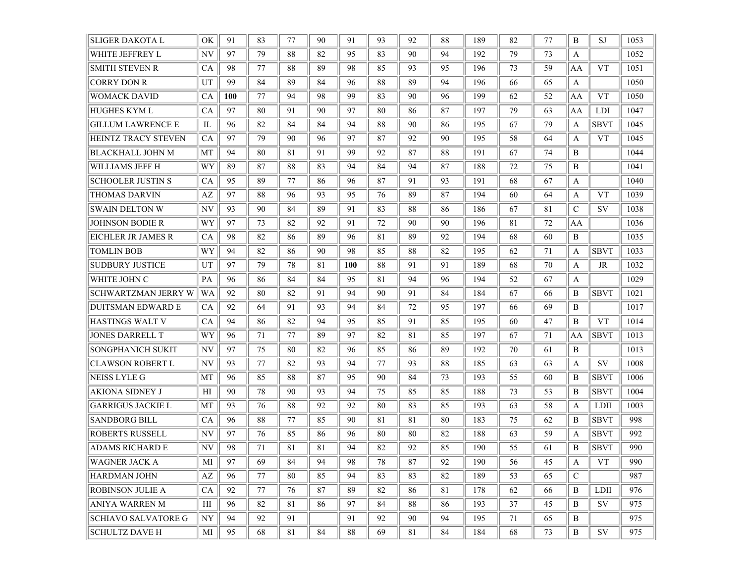| | | | | | | | | | | | | | | | |
|---|---|---|---|---|---|---|---|---|---|---|---|---|---|---|---|
| SLIGER DAKOTA L | OK | 91 | 83 | 77 | 90 | 91 | 93 | 92 | 88 | 189 | 82 | 77 | B | SJ | 1053 |
| WHITE JEFFREY L | NV | 97 | 79 | 88 | 82 | 95 | 83 | 90 | 94 | 192 | 79 | 73 | A | | 1052 |
| SMITH STEVEN R | CA | 98 | 77 | 88 | 89 | 98 | 85 | 93 | 95 | 196 | 73 | 59 | AA | VT | 1051 |
| CORRY DON R | UT | 99 | 84 | 89 | 84 | 96 | 88 | 89 | 94 | 196 | 66 | 65 | A | | 1050 |
| WOMACK DAVID | CA | **100** | 77 | 94 | 98 | 99 | 83 | 90 | 96 | 199 | 62 | 52 | AA | VT | 1050 |
| HUGHES KYM L | CA | 97 | 80 | 91 | 90 | 97 | 80 | 86 | 87 | 197 | 79 | 63 | AA | LDI | 1047 |
| GILLUM LAWRENCE E | IL | 96 | 82 | 84 | 84 | 94 | 88 | 90 | 86 | 195 | 67 | 79 | A | SBVT | 1045 |
| HEINTZ TRACY STEVEN | CA | 97 | 79 | 90 | 96 | 97 | 87 | 92 | 90 | 195 | 58 | 64 | A | VT | 1045 |
| BLACKHALL JOHN M | MT | 94 | 80 | 81 | 91 | 99 | 92 | 87 | 88 | 191 | 67 | 74 | B | | 1044 |
| WILLIAMS JEFF H | WY | 89 | 87 | 88 | 83 | 94 | 84 | 94 | 87 | 188 | 72 | 75 | B | | 1041 |
| SCHOOLER JUSTIN S | CA | 95 | 89 | 77 | 86 | 96 | 87 | 91 | 93 | 191 | 68 | 67 | A | | 1040 |
| THOMAS DARVIN | AZ | 97 | 88 | 96 | 93 | 95 | 76 | 89 | 87 | 194 | 60 | 64 | A | VT | 1039 |
| SWAIN DELTON W | NV | 93 | 90 | 84 | 89 | 91 | 83 | 88 | 86 | 186 | 67 | 81 | C | SV | 1038 |
| JOHNSON BODIE R | WY | 97 | 73 | 82 | 92 | 91 | 72 | 90 | 90 | 196 | 81 | 72 | AA | | 1036 |
| EICHLER JR JAMES R | CA | 98 | 82 | 86 | 89 | 96 | 81 | 89 | 92 | 194 | 68 | 60 | B | | 1035 |
| TOMLIN BOB | WY | 94 | 82 | 86 | 90 | 98 | 85 | 88 | 82 | 195 | 62 | 71 | A | SBVT | 1033 |
| SUDBURY JUSTICE | UT | 97 | 79 | 78 | 81 | **100** | 88 | 91 | 91 | 189 | 68 | 70 | A | JR | 1032 |
| WHITE JOHN C | PA | 96 | 86 | 84 | 84 | 95 | 81 | 94 | 96 | 194 | 52 | 67 | A | | 1029 |
| SCHWARTZMAN JERRY W | WA | 92 | 80 | 82 | 91 | 94 | 90 | 91 | 84 | 184 | 67 | 66 | B | SBVT | 1021 |
| DUITSMAN EDWARD E | CA | 92 | 64 | 91 | 93 | 94 | 84 | 72 | 95 | 197 | 66 | 69 | B | | 1017 |
| HASTINGS WALT V | CA | 94 | 86 | 82 | 94 | 95 | 85 | 91 | 85 | 195 | 60 | 47 | B | VT | 1014 |
| JONES DARRELL T | WY | 96 | 71 | 77 | 89 | 97 | 82 | 81 | 85 | 197 | 67 | 71 | AA | SBVT | 1013 |
| SONGPHANICH SUKIT | NV | 97 | 75 | 80 | 82 | 96 | 85 | 86 | 89 | 192 | 70 | 61 | B | | 1013 |
| CLAWSON ROBERT L | NV | 93 | 77 | 82 | 93 | 94 | 77 | 93 | 88 | 185 | 63 | 63 | A | SV | 1008 |
| NEISS LYLE G | MT | 96 | 85 | 88 | 87 | 95 | 90 | 84 | 73 | 193 | 55 | 60 | B | SBVT | 1006 |
| AKIONA SIDNEY J | HI | 90 | 78 | 90 | 93 | 94 | 75 | 85 | 85 | 188 | 73 | 53 | B | SBVT | 1004 |
| GARRIGUS JACKIE L | MT | 93 | 76 | 88 | 92 | 92 | 80 | 83 | 85 | 193 | 63 | 58 | A | LDII | 1003 |
| SANDBORG BILL | CA | 96 | 88 | 77 | 85 | 90 | 81 | 81 | 80 | 183 | 75 | 62 | B | SBVT | 998 |
| ROBERTS RUSSELL | NV | 97 | 76 | 85 | 86 | 96 | 80 | 80 | 82 | 188 | 63 | 59 | A | SBVT | 992 |
| ADAMS RICHARD E | NV | 98 | 71 | 81 | 81 | 94 | 82 | 92 | 85 | 190 | 55 | 61 | B | SBVT | 990 |
| WAGNER JACK A | MI | 97 | 69 | 84 | 94 | 98 | 78 | 87 | 92 | 190 | 56 | 45 | A | VT | 990 |
| HARDMAN JOHN | AZ | 96 | 77 | 80 | 85 | 94 | 83 | 83 | 82 | 189 | 53 | 65 | C | | 987 |
| ROBINSON JULIE A | CA | 92 | 77 | 76 | 87 | 89 | 82 | 86 | 81 | 178 | 62 | 66 | B | LDII | 976 |
| ANIYA WARREN M | HI | 96 | 82 | 81 | 86 | 97 | 84 | 88 | 86 | 193 | 37 | 45 | B | SV | 975 |
| SCHIAVO SALVATORE G | NY | 94 | 92 | 91 | | 91 | 92 | 90 | 94 | 195 | 71 | 65 | B | | 975 |
| SCHULTZ DAVE H | MI | 95 | 68 | 81 | 84 | 88 | 69 | 81 | 84 | 184 | 68 | 73 | B | SV | 975 |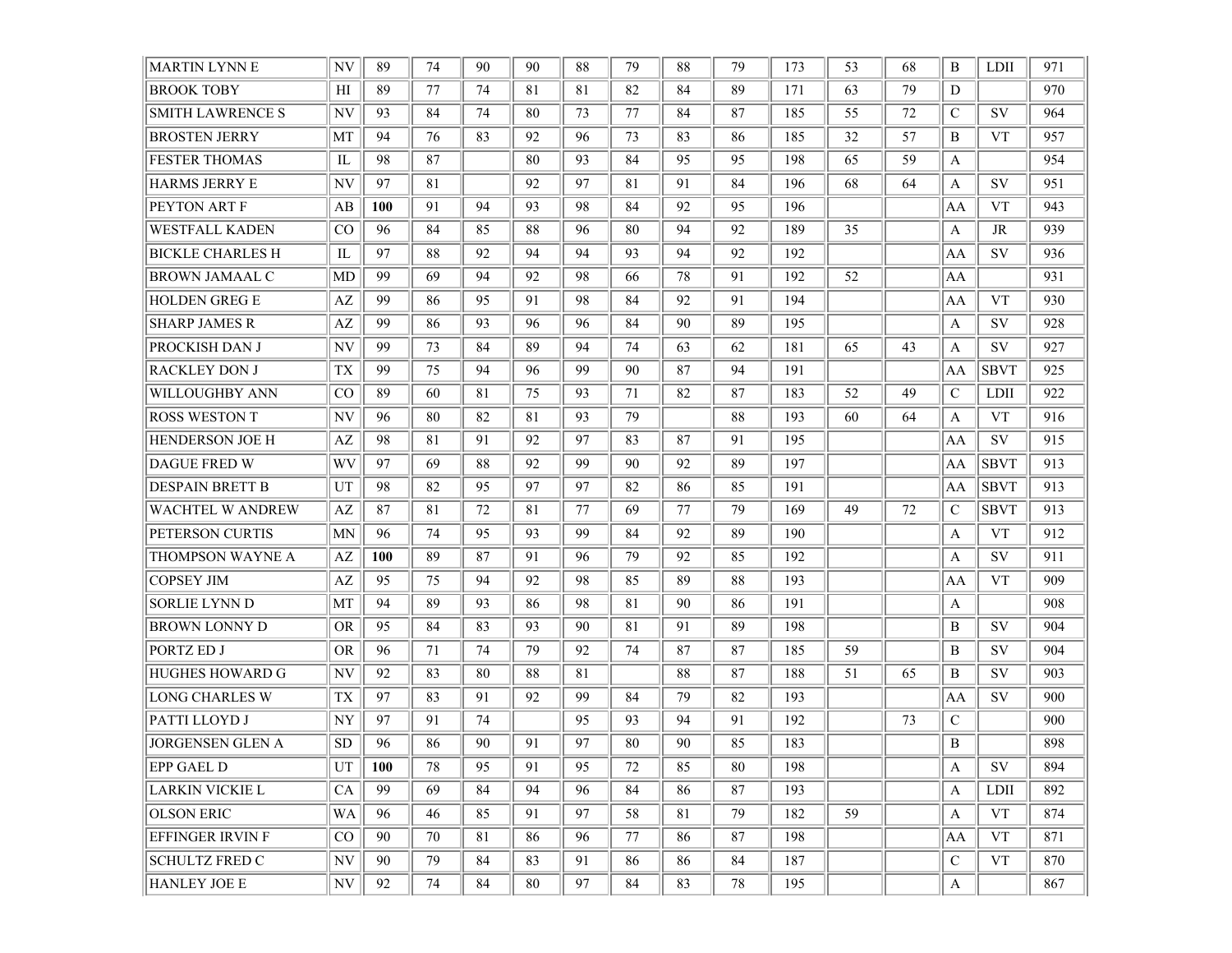| | | | | | | | | | | | | | | | |
|---|---|---|---|---|---|---|---|---|---|---|---|---|---|---|---|
| MARTIN LYNN E | NV | 89 | 74 | 90 | 90 | 88 | 79 | 88 | 79 | 173 | 53 | 68 | B | LDII | 971 |
| BROOK TOBY | HI | 89 | 77 | 74 | 81 | 81 | 82 | 84 | 89 | 171 | 63 | 79 | D | | 970 |
| SMITH LAWRENCE S | NV | 93 | 84 | 74 | 80 | 73 | 77 | 84 | 87 | 185 | 55 | 72 | C | SV | 964 |
| BROSTEN JERRY | MT | 94 | 76 | 83 | 92 | 96 | 73 | 83 | 86 | 185 | 32 | 57 | B | VT | 957 |
| FESTER THOMAS | IL | 98 | 87 | | 80 | 93 | 84 | 95 | 95 | 198 | 65 | 59 | A | | 954 |
| HARMS JERRY E | NV | 97 | 81 | | 92 | 97 | 81 | 91 | 84 | 196 | 68 | 64 | A | SV | 951 |
| PEYTON ART F | AB | **100** | 91 | 94 | 93 | 98 | 84 | 92 | 95 | 196 | | | AA | VT | 943 |
| WESTFALL KADEN | CO | 96 | 84 | 85 | 88 | 96 | 80 | 94 | 92 | 189 | 35 | | A | JR | 939 |
| BICKLE CHARLES H | IL | 97 | 88 | 92 | 94 | 94 | 93 | 94 | 92 | 192 | | | AA | SV | 936 |
| BROWN JAMAAL C | MD | 99 | 69 | 94 | 92 | 98 | 66 | 78 | 91 | 192 | 52 | | AA | | 931 |
| HOLDEN GREG E | AZ | 99 | 86 | 95 | 91 | 98 | 84 | 92 | 91 | 194 | | | AA | VT | 930 |
| SHARP JAMES R | AZ | 99 | 86 | 93 | 96 | 96 | 84 | 90 | 89 | 195 | | | A | SV | 928 |
| PROCKISH DAN J | NV | 99 | 73 | 84 | 89 | 94 | 74 | 63 | 62 | 181 | 65 | 43 | A | SV | 927 |
| RACKLEY DON J | TX | 99 | 75 | 94 | 96 | 99 | 90 | 87 | 94 | 191 | | | AA | SBVT | 925 |
| WILLOUGHBY ANN | CO | 89 | 60 | 81 | 75 | 93 | 71 | 82 | 87 | 183 | 52 | 49 | C | LDII | 922 |
| ROSS WESTON T | NV | 96 | 80 | 82 | 81 | 93 | 79 | | 88 | 193 | 60 | 64 | A | VT | 916 |
| HENDERSON JOE H | AZ | 98 | 81 | 91 | 92 | 97 | 83 | 87 | 91 | 195 | | | AA | SV | 915 |
| DAGUE FRED W | WV | 97 | 69 | 88 | 92 | 99 | 90 | 92 | 89 | 197 | | | AA | SBVT | 913 |
| DESPAIN BRETT B | UT | 98 | 82 | 95 | 97 | 97 | 82 | 86 | 85 | 191 | | | AA | SBVT | 913 |
| WACHTEL W ANDREW | AZ | 87 | 81 | 72 | 81 | 77 | 69 | 77 | 79 | 169 | 49 | 72 | C | SBVT | 913 |
| PETERSON CURTIS | MN | 96 | 74 | 95 | 93 | 99 | 84 | 92 | 89 | 190 | | | A | VT | 912 |
| THOMPSON WAYNE A | AZ | **100** | 89 | 87 | 91 | 96 | 79 | 92 | 85 | 192 | | | A | SV | 911 |
| COPSEY JIM | AZ | 95 | 75 | 94 | 92 | 98 | 85 | 89 | 88 | 193 | | | AA | VT | 909 |
| SORLIE LYNN D | MT | 94 | 89 | 93 | 86 | 98 | 81 | 90 | 86 | 191 | | | A | | 908 |
| BROWN LONNY D | OR | 95 | 84 | 83 | 93 | 90 | 81 | 91 | 89 | 198 | | | B | SV | 904 |
| PORTZ ED J | OR | 96 | 71 | 74 | 79 | 92 | 74 | 87 | 87 | 185 | 59 | | B | SV | 904 |
| HUGHES HOWARD G | NV | 92 | 83 | 80 | 88 | 81 | | 88 | 87 | 188 | 51 | 65 | B | SV | 903 |
| LONG CHARLES W | TX | 97 | 83 | 91 | 92 | 99 | 84 | 79 | 82 | 193 | | | AA | SV | 900 |
| PATTI LLOYD J | NY | 97 | 91 | 74 | | 95 | 93 | 94 | 91 | 192 | | 73 | C | | 900 |
| JORGENSEN GLEN A | SD | 96 | 86 | 90 | 91 | 97 | 80 | 90 | 85 | 183 | | | B | | 898 |
| EPP GAEL D | UT | **100** | 78 | 95 | 91 | 95 | 72 | 85 | 80 | 198 | | | A | SV | 894 |
| LARKIN VICKIE L | CA | 99 | 69 | 84 | 94 | 96 | 84 | 86 | 87 | 193 | | | A | LDII | 892 |
| OLSON ERIC | WA | 96 | 46 | 85 | 91 | 97 | 58 | 81 | 79 | 182 | 59 | | A | VT | 874 |
| EFFINGER IRVIN F | CO | 90 | 70 | 81 | 86 | 96 | 77 | 86 | 87 | 198 | | | AA | VT | 871 |
| SCHULTZ FRED C | NV | 90 | 79 | 84 | 83 | 91 | 86 | 86 | 84 | 187 | | | C | VT | 870 |
| HANLEY JOE E | NV | 92 | 74 | 84 | 80 | 97 | 84 | 83 | 78 | 195 | | | A | | 867 |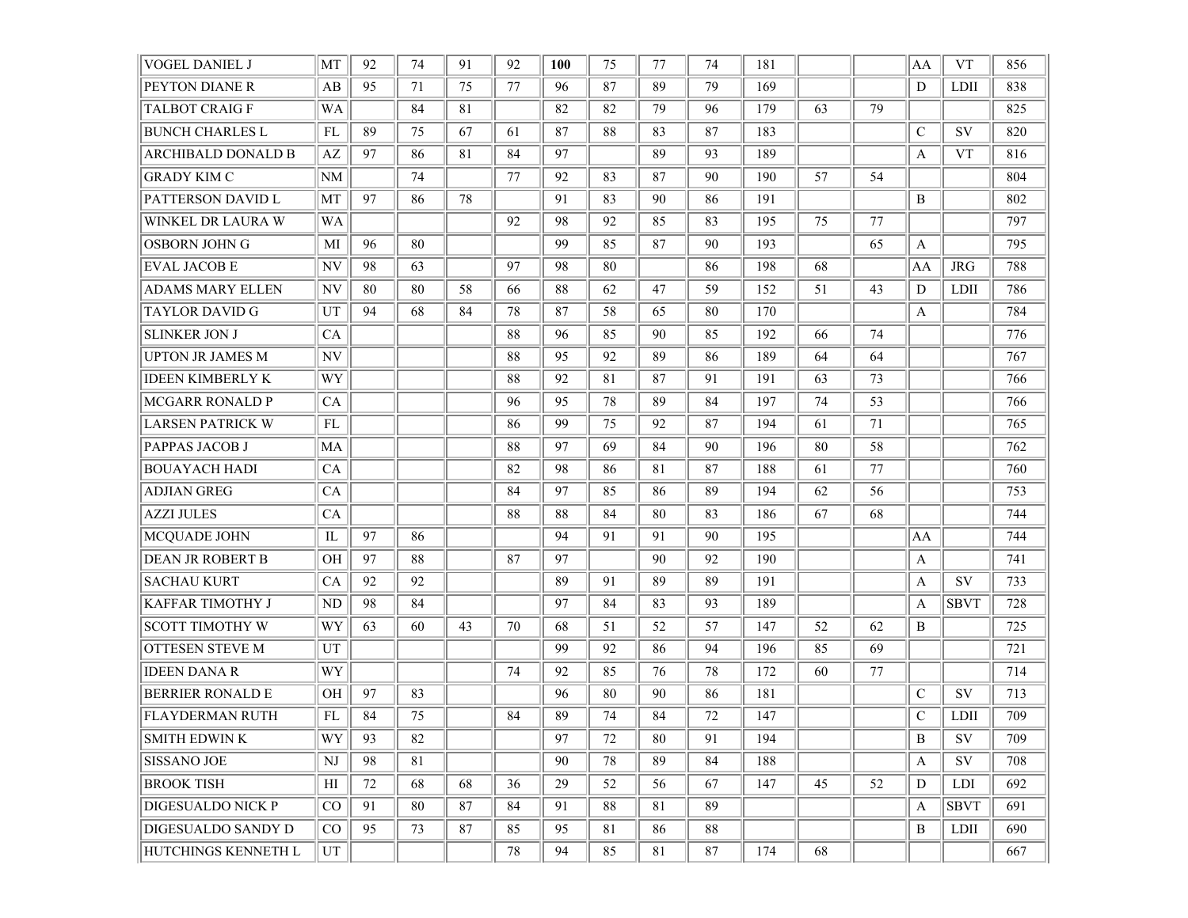| | | | | | | | | | | | | | | | |
|---|---|---|---|---|---|---|---|---|---|---|---|---|---|---|---|
| VOGEL DANIEL J | MT | 92 | 74 | 91 | 92 | **100** | 75 | 77 | 74 | 181 | | | AA | VT | 856 |
| PEYTON DIANE R | AB | 95 | 71 | 75 | 77 | 96 | 87 | 89 | 79 | 169 | | | D | LDII | 838 |
| TALBOT CRAIG F | WA | | 84 | 81 | | 82 | 82 | 79 | 96 | 179 | 63 | 79 | | | 825 |
| BUNCH CHARLES L | FL | 89 | 75 | 67 | 61 | 87 | 88 | 83 | 87 | 183 | | | C | SV | 820 |
| ARCHIBALD DONALD B | AZ | 97 | 86 | 81 | 84 | 97 | | 89 | 93 | 189 | | | A | VT | 816 |
| GRADY KIM C | NM | | 74 | | 77 | 92 | 83 | 87 | 90 | 190 | 57 | 54 | | | 804 |
| PATTERSON DAVID L | MT | 97 | 86 | 78 | | 91 | 83 | 90 | 86 | 191 | | | B | | 802 |
| WINKEL DR LAURA W | WA | | | | 92 | 98 | 92 | 85 | 83 | 195 | 75 | 77 | | | 797 |
| OSBORN JOHN G | MI | 96 | 80 | | | 99 | 85 | 87 | 90 | 193 | | 65 | A | | 795 |
| EVAL JACOB E | NV | 98 | 63 | | 97 | 98 | 80 | | 86 | 198 | 68 | | AA | JRG | 788 |
| ADAMS MARY ELLEN | NV | 80 | 80 | 58 | 66 | 88 | 62 | 47 | 59 | 152 | 51 | 43 | D | LDII | 786 |
| TAYLOR DAVID G | UT | 94 | 68 | 84 | 78 | 87 | 58 | 65 | 80 | 170 | | | A | | 784 |
| SLINKER JON J | CA | | | | 88 | 96 | 85 | 90 | 85 | 192 | 66 | 74 | | | 776 |
| UPTON JR JAMES M | NV | | | | 88 | 95 | 92 | 89 | 86 | 189 | 64 | 64 | | | 767 |
| IDEEN KIMBERLY K | WY | | | | 88 | 92 | 81 | 87 | 91 | 191 | 63 | 73 | | | 766 |
| MCGARR RONALD P | CA | | | | 96 | 95 | 78 | 89 | 84 | 197 | 74 | 53 | | | 766 |
| LARSEN PATRICK W | FL | | | | 86 | 99 | 75 | 92 | 87 | 194 | 61 | 71 | | | 765 |
| PAPPAS JACOB J | MA | | | | 88 | 97 | 69 | 84 | 90 | 196 | 80 | 58 | | | 762 |
| BOUAYACH HADI | CA | | | | 82 | 98 | 86 | 81 | 87 | 188 | 61 | 77 | | | 760 |
| ADJIAN GREG | CA | | | | 84 | 97 | 85 | 86 | 89 | 194 | 62 | 56 | | | 753 |
| AZZI JULES | CA | | | | 88 | 88 | 84 | 80 | 83 | 186 | 67 | 68 | | | 744 |
| MCQUADE JOHN | IL | 97 | 86 | | | 94 | 91 | 91 | 90 | 195 | | | AA | | 744 |
| DEAN JR ROBERT B | OH | 97 | 88 | | 87 | 97 | | 90 | 92 | 190 | | | A | | 741 |
| SACHAU KURT | CA | 92 | 92 | | | 89 | 91 | 89 | 89 | 191 | | | A | SV | 733 |
| KAFFAR TIMOTHY J | ND | 98 | 84 | | | 97 | 84 | 83 | 93 | 189 | | | A | SBVT | 728 |
| SCOTT TIMOTHY W | WY | 63 | 60 | 43 | 70 | 68 | 51 | 52 | 57 | 147 | 52 | 62 | B | | 725 |
| OTTESEN STEVE M | UT | | | | | 99 | 92 | 86 | 94 | 196 | 85 | 69 | | | 721 |
| IDEEN DANA R | WY | | | | 74 | 92 | 85 | 76 | 78 | 172 | 60 | 77 | | | 714 |
| BERRIER RONALD E | OH | 97 | 83 | | | 96 | 80 | 90 | 86 | 181 | | | C | SV | 713 |
| FLAYDERMAN RUTH | FL | 84 | 75 | | 84 | 89 | 74 | 84 | 72 | 147 | | | C | LDII | 709 |
| SMITH EDWIN K | WY | 93 | 82 | | | 97 | 72 | 80 | 91 | 194 | | | B | SV | 709 |
| SISSANO JOE | NJ | 98 | 81 | | | 90 | 78 | 89 | 84 | 188 | | | A | SV | 708 |
| BROOK TISH | HI | 72 | 68 | 68 | 36 | 29 | 52 | 56 | 67 | 147 | 45 | 52 | D | LDI | 692 |
| DIGESUALDO NICK P | CO | 91 | 80 | 87 | 84 | 91 | 88 | 81 | 89 | | | | A | SBVT | 691 |
| DIGESUALDO SANDY D | CO | 95 | 73 | 87 | 85 | 95 | 81 | 86 | 88 | | | | B | LDII | 690 |
| HUTCHINGS KENNETH L | UT | | | | 78 | 94 | 85 | 81 | 87 | 174 | 68 | | | | 667 |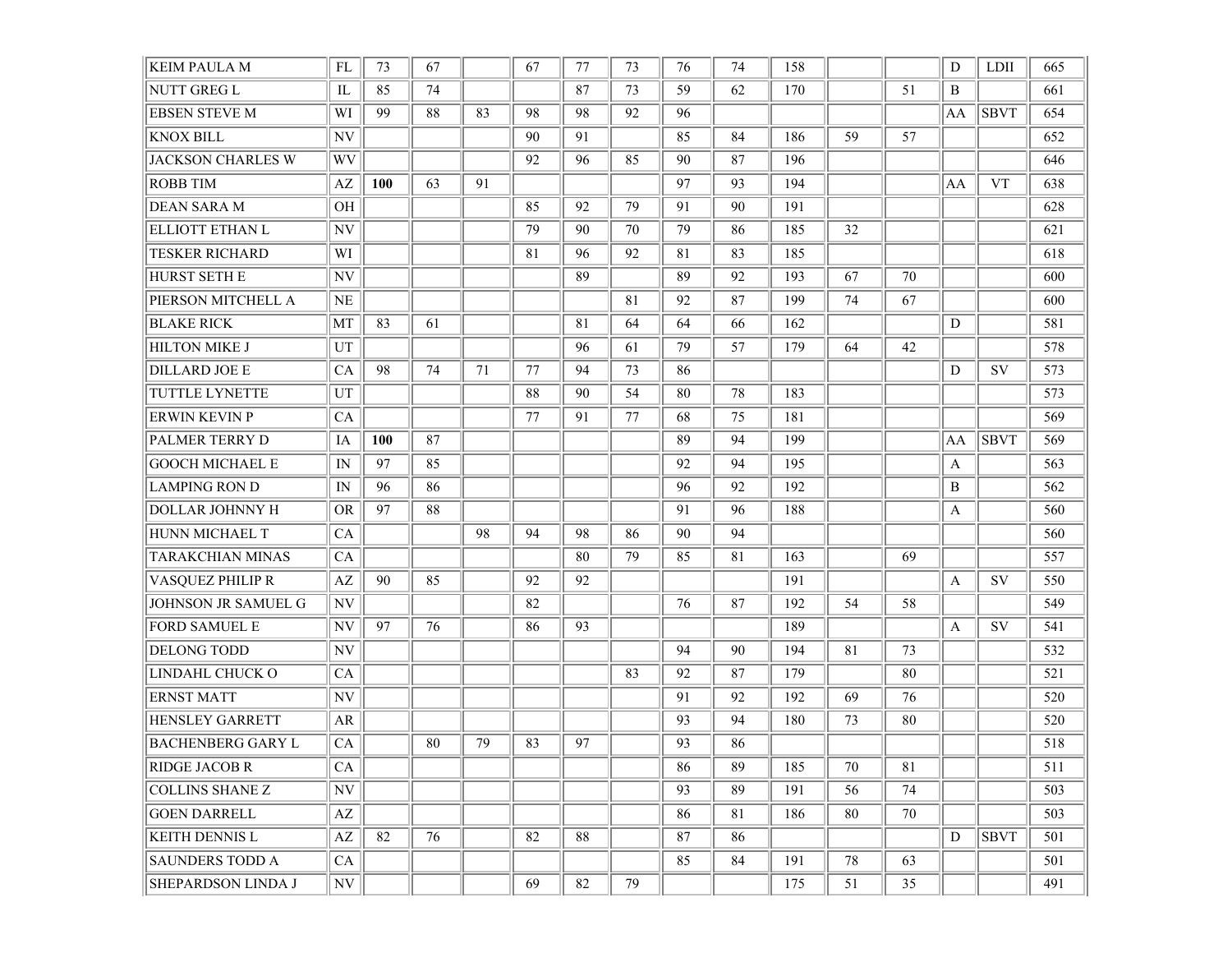| | | | | | | | | | | | | | | | |
|---|---|---|---|---|---|---|---|---|---|---|---|---|---|---|---|
| KEIM PAULA M | FL | 73 | 67 | | 67 | 77 | 73 | 76 | 74 | 158 | | | D | LDII | 665 |
| NUTT GREG L | IL | 85 | 74 | | | 87 | 73 | 59 | 62 | 170 | | 51 | B | | 661 |
| EBSEN STEVE M | WI | 99 | 88 | 83 | 98 | 98 | 92 | 96 | | | | | AA | SBVT | 654 |
| KNOX BILL | NV | | | | 90 | 91 | | 85 | 84 | 186 | 59 | 57 | | | 652 |
| JACKSON CHARLES W | WV | | | | 92 | 96 | 85 | 90 | 87 | 196 | | | | | 646 |
| ROBB TIM | AZ | **100** | 63 | 91 | | | | 97 | 93 | 194 | | | AA | VT | 638 |
| DEAN SARA M | OH | | | | 85 | 92 | 79 | 91 | 90 | 191 | | | | | 628 |
| ELLIOTT ETHAN L | NV | | | | 79 | 90 | 70 | 79 | 86 | 185 | 32 | | | | 621 |
| TESKER RICHARD | WI | | | | 81 | 96 | 92 | 81 | 83 | 185 | | | | | 618 |
| HURST SETH E | NV | | | | | 89 | | 89 | 92 | 193 | 67 | 70 | | | 600 |
| PIERSON MITCHELL A | NE | | | | | | 81 | 92 | 87 | 199 | 74 | 67 | | | 600 |
| BLAKE RICK | MT | 83 | 61 | | | 81 | 64 | 64 | 66 | 162 | | | D | | 581 |
| HILTON MIKE J | UT | | | | | 96 | 61 | 79 | 57 | 179 | 64 | 42 | | | 578 |
| DILLARD JOE E | CA | 98 | 74 | 71 | 77 | 94 | 73 | 86 | | | | | D | SV | 573 |
| TUTTLE LYNETTE | UT | | | | 88 | 90 | 54 | 80 | 78 | 183 | | | | | 573 |
| ERWIN KEVIN P | CA | | | | 77 | 91 | 77 | 68 | 75 | 181 | | | | | 569 |
| PALMER TERRY D | IA | **100** | 87 | | | | | 89 | 94 | 199 | | | AA | SBVT | 569 |
| GOOCH MICHAEL E | IN | 97 | 85 | | | | | 92 | 94 | 195 | | | A | | 563 |
| LAMPING RON D | IN | 96 | 86 | | | | | 96 | 92 | 192 | | | B | | 562 |
| DOLLAR JOHNNY H | OR | 97 | 88 | | | | | 91 | 96 | 188 | | | A | | 560 |
| HUNN MICHAEL T | CA | | | 98 | 94 | 98 | 86 | 90 | 94 | | | | | | 560 |
| TARAKCHIAN MINAS | CA | | | | | 80 | 79 | 85 | 81 | 163 | | 69 | | | 557 |
| VASQUEZ PHILIP R | AZ | 90 | 85 | | 92 | 92 | | | | 191 | | | A | SV | 550 |
| JOHNSON JR SAMUEL G | NV | | | | 82 | | | 76 | 87 | 192 | 54 | 58 | | | 549 |
| FORD SAMUEL E | NV | 97 | 76 | | 86 | 93 | | | | 189 | | | A | SV | 541 |
| DELONG TODD | NV | | | | | | | 94 | 90 | 194 | 81 | 73 | | | 532 |
| LINDAHL CHUCK O | CA | | | | | | 83 | 92 | 87 | 179 | | 80 | | | 521 |
| ERNST MATT | NV | | | | | | | 91 | 92 | 192 | 69 | 76 | | | 520 |
| HENSLEY GARRETT | AR | | | | | | | 93 | 94 | 180 | 73 | 80 | | | 520 |
| BACHENBERG GARY L | CA | | 80 | 79 | 83 | 97 | | 93 | 86 | | | | | | 518 |
| RIDGE JACOB R | CA | | | | | | | 86 | 89 | 185 | 70 | 81 | | | 511 |
| COLLINS SHANE Z | NV | | | | | | | 93 | 89 | 191 | 56 | 74 | | | 503 |
| GOEN DARRELL | AZ | | | | | | | 86 | 81 | 186 | 80 | 70 | | | 503 |
| KEITH DENNIS L | AZ | 82 | 76 | | 82 | 88 | | 87 | 86 | | | | D | SBVT | 501 |
| SAUNDERS TODD A | CA | | | | | | | 85 | 84 | 191 | 78 | 63 | | | 501 |
| SHEPARDSON LINDA J | NV | | | | 69 | 82 | 79 | | | 175 | 51 | 35 | | | 491 |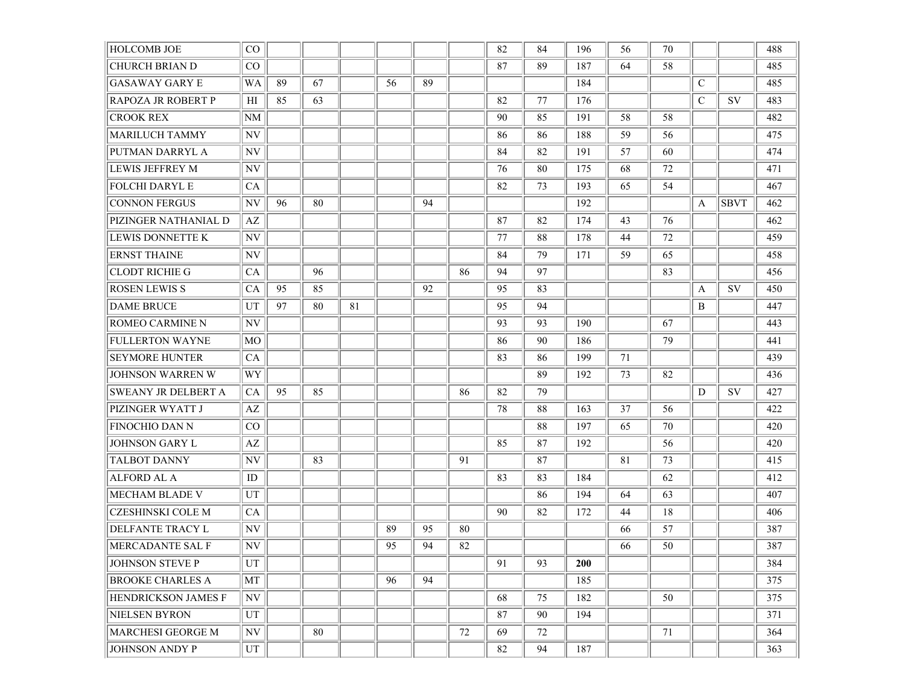| | | | | | | | | | | | | | | | |
|---|---|---|---|---|---|---|---|---|---|---|---|---|---|---|---|
| HOLCOMB JOE | CO | | | | | | | 82 | 84 | 196 | 56 | 70 | | | 488 |
| CHURCH BRIAN D | CO | | | | | | | 87 | 89 | 187 | 64 | 58 | | | 485 |
| GASAWAY GARY E | WA | 89 | 67 | | 56 | 89 | | | | 184 | | | C | | 485 |
| RAPOZA JR ROBERT P | HI | 85 | 63 | | | | | 82 | 77 | 176 | | | C | SV | 483 |
| CROOK REX | NM | | | | | | | 90 | 85 | 191 | 58 | 58 | | | 482 |
| MARILUCH TAMMY | NV | | | | | | | 86 | 86 | 188 | 59 | 56 | | | 475 |
| PUTMAN DARRYL A | NV | | | | | | | 84 | 82 | 191 | 57 | 60 | | | 474 |
| LEWIS JEFFREY M | NV | | | | | | | 76 | 80 | 175 | 68 | 72 | | | 471 |
| FOLCHI DARYL E | CA | | | | | | | 82 | 73 | 193 | 65 | 54 | | | 467 |
| CONNON FERGUS | NV | 96 | 80 | | | 94 | | | | 192 | | | A | SBVT | 462 |
| PIZINGER NATHANIAL D | AZ | | | | | | | 87 | 82 | 174 | 43 | 76 | | | 462 |
| LEWIS DONNETTE K | NV | | | | | | | 77 | 88 | 178 | 44 | 72 | | | 459 |
| ERNST THAINE | NV | | | | | | | 84 | 79 | 171 | 59 | 65 | | | 458 |
| CLODT RICHIE G | CA | | 96 | | | | 86 | 94 | 97 | | | 83 | | | 456 |
| ROSEN LEWIS S | CA | 95 | 85 | | | 92 | | 95 | 83 | | | | A | SV | 450 |
| DAME BRUCE | UT | 97 | 80 | 81 | | | | 95 | 94 | | | | B | | 447 |
| ROMEO CARMINE N | NV | | | | | | | 93 | 93 | 190 | | 67 | | | 443 |
| FULLERTON WAYNE | MO | | | | | | | 86 | 90 | 186 | | 79 | | | 441 |
| SEYMORE HUNTER | CA | | | | | | | 83 | 86 | 199 | 71 | | | | 439 |
| JOHNSON WARREN W | WY | | | | | | | | 89 | 192 | 73 | 82 | | | 436 |
| SWEANY JR DELBERT A | CA | 95 | 85 | | | | 86 | 82 | 79 | | | | D | SV | 427 |
| PIZINGER WYATT J | AZ | | | | | | | 78 | 88 | 163 | 37 | 56 | | | 422 |
| FINOCHIO DAN N | CO | | | | | | | | 88 | 197 | 65 | 70 | | | 420 |
| JOHNSON GARY L | AZ | | | | | | | 85 | 87 | 192 | | 56 | | | 420 |
| TALBOT DANNY | NV | | 83 | | | | 91 | | 87 | | 81 | 73 | | | 415 |
| ALFORD AL A | ID | | | | | | | 83 | 83 | 184 | | 62 | | | 412 |
| MECHAM BLADE V | UT | | | | | | | | 86 | 194 | 64 | 63 | | | 407 |
| CZESHINSKI COLE M | CA | | | | | | | 90 | 82 | 172 | 44 | 18 | | | 406 |
| DELFANTE TRACY L | NV | | | | 89 | 95 | 80 | | | | 66 | 57 | | | 387 |
| MERCADANTE SAL F | NV | | | | 95 | 94 | 82 | | | | 66 | 50 | | | 387 |
| JOHNSON STEVE P | UT | | | | | | | 91 | 93 | **200** | | | | | 384 |
| BROOKE CHARLES A | MT | | | | 96 | 94 | | | | 185 | | | | | 375 |
| HENDRICKSON JAMES F | NV | | | | | | | 68 | 75 | 182 | | 50 | | | 375 |
| NIELSEN BYRON | UT | | | | | | | 87 | 90 | 194 | | | | | 371 |
| MARCHESI GEORGE M | NV | | 80 | | | | 72 | 69 | 72 | | | 71 | | | 364 |
| JOHNSON ANDY P | UT | | | | | | | 82 | 94 | 187 | | | | | 363 |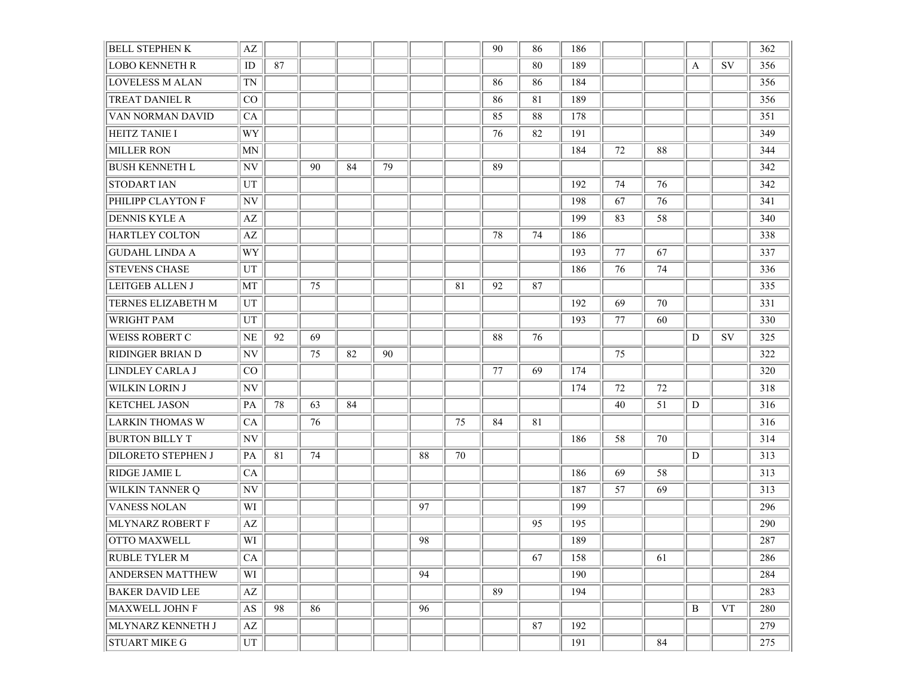| | | | | | | | | | | | | | | | |
|---|---|---|---|---|---|---|---|---|---|---|---|---|---|---|---|
| BELL STEPHEN K | AZ | | | | | | | 90 | 86 | 186 | | | | | 362 |
| LOBO KENNETH R | ID | 87 | | | | | | | 80 | 189 | | | A | SV | 356 |
| LOVELESS M ALAN | TN | | | | | | | 86 | 86 | 184 | | | | | 356 |
| TREAT DANIEL R | CO | | | | | | | 86 | 81 | 189 | | | | | 356 |
| VAN NORMAN DAVID | CA | | | | | | | 85 | 88 | 178 | | | | | 351 |
| HEITZ TANIE I | WY | | | | | | | 76 | 82 | 191 | | | | | 349 |
| MILLER RON | MN | | | | | | | | | 184 | 72 | 88 | | | 344 |
| BUSH KENNETH L | NV | | 90 | 84 | 79 | | | 89 | | | | | | | 342 |
| STODART IAN | UT | | | | | | | | | 192 | 74 | 76 | | | 342 |
| PHILIPP CLAYTON F | NV | | | | | | | | | 198 | 67 | 76 | | | 341 |
| DENNIS KYLE A | AZ | | | | | | | | | 199 | 83 | 58 | | | 340 |
| HARTLEY COLTON | AZ | | | | | | | 78 | 74 | 186 | | | | | 338 |
| GUDAHL LINDA A | WY | | | | | | | | | 193 | 77 | 67 | | | 337 |
| STEVENS CHASE | UT | | | | | | | | | 186 | 76 | 74 | | | 336 |
| LEITGEB ALLEN J | MT | | 75 | | | | 81 | 92 | 87 | | | | | | 335 |
| TERNES ELIZABETH M | UT | | | | | | | | | 192 | 69 | 70 | | | 331 |
| WRIGHT PAM | UT | | | | | | | | | 193 | 77 | 60 | | | 330 |
| WEISS ROBERT C | NE | 92 | 69 | | | | | 88 | 76 | | | | D | SV | 325 |
| RIDINGER BRIAN D | NV | | 75 | 82 | 90 | | | | | | 75 | | | | 322 |
| LINDLEY CARLA J | CO | | | | | | | 77 | 69 | 174 | | | | | 320 |
| WILKIN LORIN J | NV | | | | | | | | | 174 | 72 | 72 | | | 318 |
| KETCHEL JASON | PA | 78 | 63 | 84 | | | | | | | 40 | 51 | D | | 316 |
| LARKIN THOMAS W | CA | | 76 | | | | 75 | 84 | 81 | | | | | | 316 |
| BURTON BILLY T | NV | | | | | | | | | 186 | 58 | 70 | | | 314 |
| DILORETO STEPHEN J | PA | 81 | 74 | | | 88 | 70 | | | | | | D | | 313 |
| RIDGE JAMIE L | CA | | | | | | | | | 186 | 69 | 58 | | | 313 |
| WILKIN TANNER Q | NV | | | | | | | | | 187 | 57 | 69 | | | 313 |
| VANESS NOLAN | WI | | | | | 97 | | | | 199 | | | | | 296 |
| MLYNARZ ROBERT F | AZ | | | | | | | | 95 | 195 | | | | | 290 |
| OTTO MAXWELL | WI | | | | | 98 | | | | 189 | | | | | 287 |
| RUBLE TYLER M | CA | | | | | | | | 67 | 158 | | 61 | | | 286 |
| ANDERSEN MATTHEW | WI | | | | | 94 | | | | 190 | | | | | 284 |
| BAKER DAVID LEE | AZ | | | | | | | 89 | | 194 | | | | | 283 |
| MAXWELL JOHN F | AS | 98 | 86 | | | 96 | | | | | | | B | VT | 280 |
| MLYNARZ KENNETH J | AZ | | | | | | | | 87 | 192 | | | | | 279 |
| STUART MIKE G | UT | | | | | | | | | 191 | | 84 | | | 275 |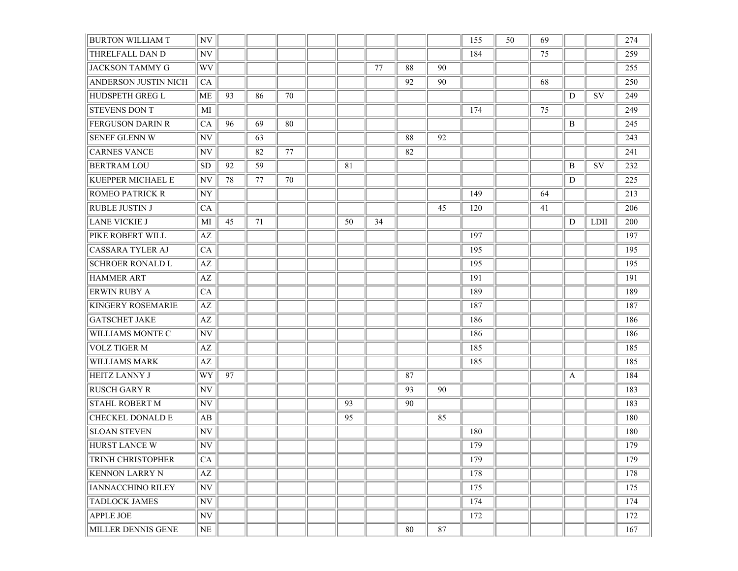| | | | | | | | | | | | | | | | |
|---|---|---|---|---|---|---|---|---|---|---|---|---|---|---|---|
| BURTON WILLIAM T | NV | | | | | | | | | 155 | 50 | 69 | | | 274 |
| THRELFALL DAN D | NV | | | | | | | | | 184 | | 75 | | | 259 |
| JACKSON TAMMY G | WV | | | | | | 77 | 88 | 90 | | | | | | 255 |
| ANDERSON JUSTIN NICH | CA | | | | | | | 92 | 90 | | | 68 | | | 250 |
| HUDSPETH GREG L | ME | 93 | 86 | 70 | | | | | | | | | D | SV | 249 |
| STEVENS DON T | MI | | | | | | | | | 174 | | 75 | | | 249 |
| FERGUSON DARIN R | CA | 96 | 69 | 80 | | | | | | | | | B | | 245 |
| SENEF GLENN W | NV | | 63 | | | | | 88 | 92 | | | | | | 243 |
| CARNES VANCE | NV | | 82 | 77 | | | | 82 | | | | | | | 241 |
| BERTRAM LOU | SD | 92 | 59 | | | 81 | | | | | | | B | SV | 232 |
| KUEPPER MICHAEL E | NV | 78 | 77 | 70 | | | | | | | | | D | | 225 |
| ROMEO PATRICK R | NY | | | | | | | | | 149 | | 64 | | | 213 |
| RUBLE JUSTIN J | CA | | | | | | | | 45 | 120 | | 41 | | | 206 |
| LANE VICKIE J | MI | 45 | 71 | | | 50 | 34 | | | | | | D | LDII | 200 |
| PIKE ROBERT WILL | AZ | | | | | | | | | 197 | | | | | 197 |
| CASSARA TYLER AJ | CA | | | | | | | | | 195 | | | | | 195 |
| SCHROER RONALD L | AZ | | | | | | | | | 195 | | | | | 195 |
| HAMMER ART | AZ | | | | | | | | | 191 | | | | | 191 |
| ERWIN RUBY A | CA | | | | | | | | | 189 | | | | | 189 |
| KINGERY ROSEMARIE | AZ | | | | | | | | | 187 | | | | | 187 |
| GATSCHET JAKE | AZ | | | | | | | | | 186 | | | | | 186 |
| WILLIAMS MONTE C | NV | | | | | | | | | 186 | | | | | 186 |
| VOLZ TIGER M | AZ | | | | | | | | | 185 | | | | | 185 |
| WILLIAMS MARK | AZ | | | | | | | | | 185 | | | | | 185 |
| HEITZ LANNY J | WY | 97 | | | | | | 87 | | | | | A | | 184 |
| RUSCH GARY R | NV | | | | | | | 93 | 90 | | | | | | 183 |
| STAHL ROBERT M | NV | | | | | 93 | | 90 | | | | | | | 183 |
| CHECKEL DONALD E | AB | | | | | 95 | | | 85 | | | | | | 180 |
| SLOAN STEVEN | NV | | | | | | | | | 180 | | | | | 180 |
| HURST LANCE W | NV | | | | | | | | | 179 | | | | | 179 |
| TRINH CHRISTOPHER | CA | | | | | | | | | 179 | | | | | 179 |
| KENNON LARRY N | AZ | | | | | | | | | 178 | | | | | 178 |
| IANNACCHINO RILEY | NV | | | | | | | | | 175 | | | | | 175 |
| TADLOCK JAMES | NV | | | | | | | | | 174 | | | | | 174 |
| APPLE JOE | NV | | | | | | | | | 172 | | | | | 172 |
| MILLER DENNIS GENE | NE | | | | | | | 80 | 87 | | | | | | 167 |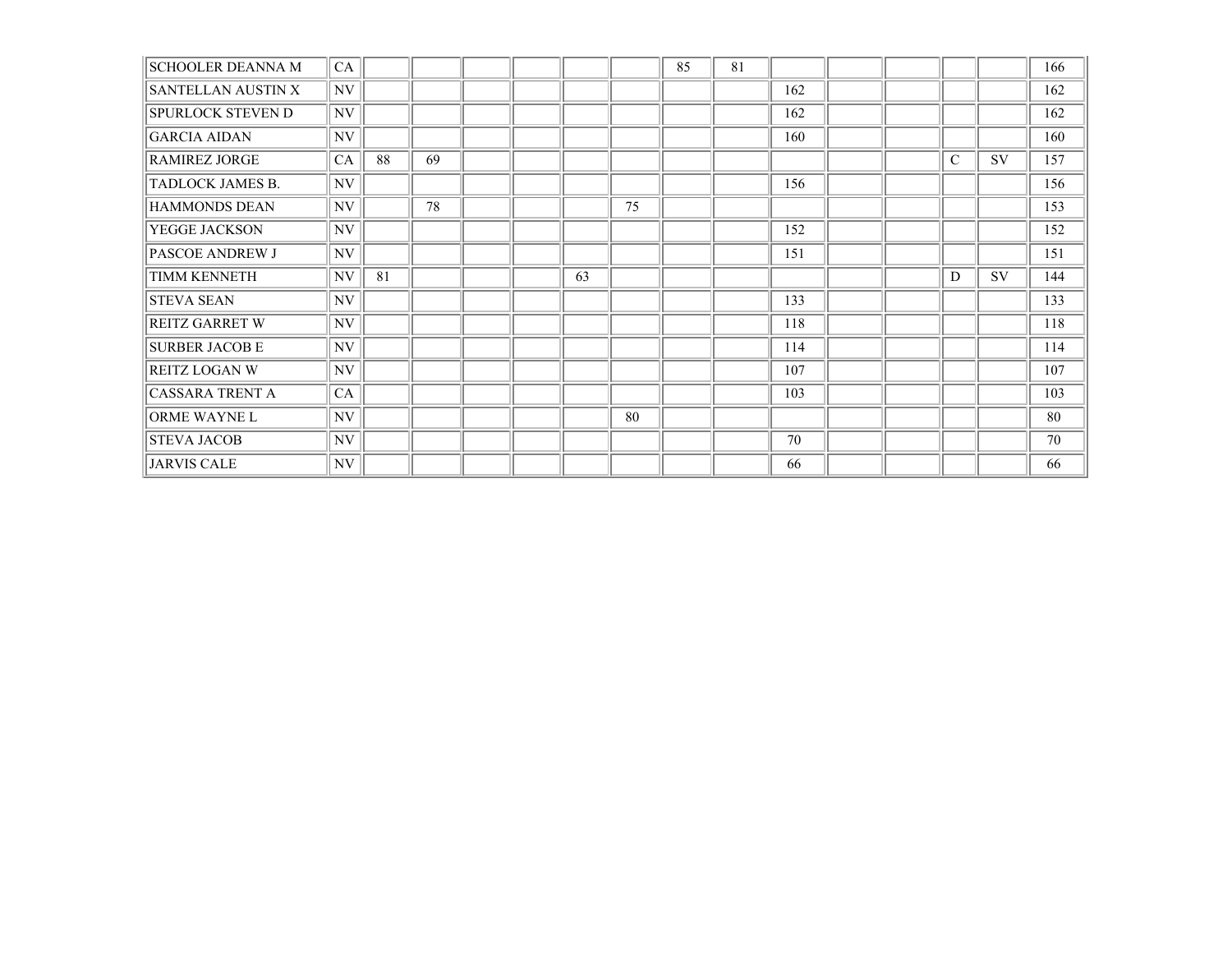| | | | | | | | | | | | | | | | |
|---|---|---|---|---|---|---|---|---|---|---|---|---|---|---|---|
| SCHOOLER DEANNA M | CA | | | | | | | 85 | 81 | | | | | | 166 |
| SANTELLAN AUSTIN X | NV | | | | | | | | | 162 | | | | | 162 |
| SPURLOCK STEVEN D | NV | | | | | | | | | 162 | | | | | 162 |
| GARCIA AIDAN | NV | | | | | | | | | 160 | | | | | 160 |
| RAMIREZ JORGE | CA | 88 | 69 | | | | | | | | | | C | SV | 157 |
| TADLOCK JAMES B. | NV | | | | | | | | | 156 | | | | | 156 |
| HAMMONDS DEAN | NV | | 78 | | | | 75 | | | | | | | | 153 |
| YEGGE JACKSON | NV | | | | | | | | | 152 | | | | | 152 |
| PASCOE ANDREW J | NV | | | | | | | | | 151 | | | | | 151 |
| TIMM KENNETH | NV | 81 | | | | 63 | | | | | | | D | SV | 144 |
| STEVA SEAN | NV | | | | | | | | | 133 | | | | | 133 |
| REITZ GARRET W | NV | | | | | | | | | 118 | | | | | 118 |
| SURBER JACOB E | NV | | | | | | | | | 114 | | | | | 114 |
| REITZ LOGAN W | NV | | | | | | | | | 107 | | | | | 107 |
| CASSARA TRENT A | CA | | | | | | | | | 103 | | | | | 103 |
| ORME WAYNE L | NV | | | | | | 80 | | | | | | | | 80 |
| STEVA JACOB | NV | | | | | | | | | 70 | | | | | 70 |
| JARVIS CALE | NV | | | | | | | | | 66 | | | | | 66 |